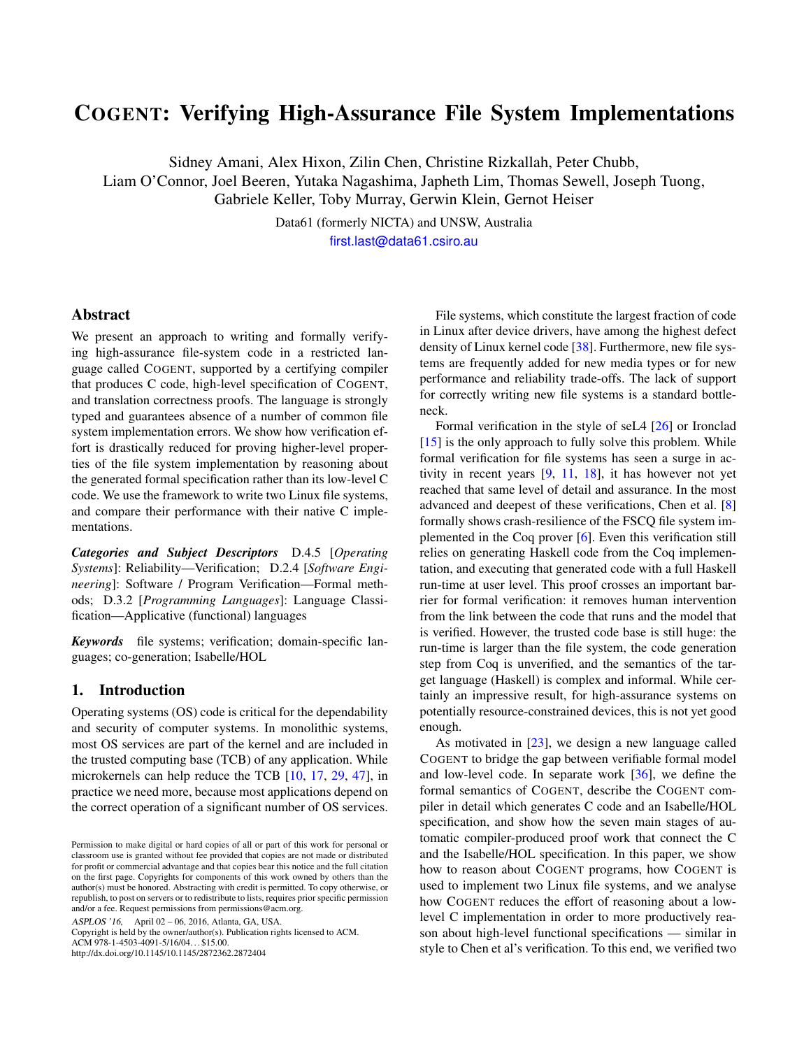# COGENT: Verifying High-Assurance File System Implementations

Sidney Amani, Alex Hixon, Zilin Chen, Christine Rizkallah, Peter Chubb, Liam O'Connor, Joel Beeren, Yutaka Nagashima, Japheth Lim, Thomas Sewell, Joseph Tuong, Gabriele Keller, Toby Murray, Gerwin Klein, Gernot Heiser

Data61 (formerly NICTA) and UNSW, Australia

first.last@data61.csiro.au

## Abstract

We present an approach to writing and formally verifying high-assurance file-system code in a restricted language called COGENT, supported by a certifying compiler that produces C code, high-level specification of COGENT, and translation correctness proofs. The language is strongly typed and guarantees absence of a number of common file system implementation errors. We show how verification effort is drastically reduced for proving higher-level properties of the file system implementation by reasoning about the generated formal specification rather than its low-level C code. We use the framework to write two Linux file systems, and compare their performance with their native C implementations.

***Categories and Subject Descriptors*** D.4.5 [*Operating Systems*]: Reliability—Verification; D.2.4 [*Software Engineering*]: Software / Program Verification—Formal methods; D.3.2 [*Programming Languages*]: Language Classification—Applicative (functional) languages

***Keywords*** file systems; verification; domain-specific languages; co-generation; Isabelle/HOL

## 1. Introduction

Operating systems (OS) code is critical for the dependability and security of computer systems. In monolithic systems, most OS services are part of the kernel and are included in the trusted computing base (TCB) of any application. While microkernels can help reduce the TCB [10, 17, 29, 47], in practice we need more, because most applications depend on the correct operation of a significant number of OS services.

Permission to make digital or hard copies of all or part of this work for personal or classroom use is granted without fee provided that copies are not made or distributed for profit or commercial advantage and that copies bear this notice and the full citation on the first page. Copyrights for components of this work owned by others than the author(s) must be honored. Abstracting with credit is permitted. To copy otherwise, or republish, to post on servers or to redistribute to lists, requires prior specific permission and/or a fee. Request permissions from permissions@acm.org.

*ASPLOS '16*, April 02 – 06, 2016, Atlanta, GA, USA.
Copyright is held by the owner/author(s). Publication rights licensed to ACM.
ACM 978-1-4503-4091-5/16/04...$15.00.
http://dx.doi.org/10.1145/10.1145/2872362.2872404

File systems, which constitute the largest fraction of code in Linux after device drivers, have among the highest defect density of Linux kernel code [38]. Furthermore, new file systems are frequently added for new media types or for new performance and reliability trade-offs. The lack of support for correctly writing new file systems is a standard bottleneck.

Formal verification in the style of seL4 [26] or Ironclad [15] is the only approach to fully solve this problem. While formal verification for file systems has seen a surge in activity in recent years [9, 11, 18], it has however not yet reached that same level of detail and assurance. In the most advanced and deepest of these verifications, Chen et al. [8] formally shows crash-resilience of the FSCQ file system implemented in the Coq prover [6]. Even this verification still relies on generating Haskell code from the Coq implementation, and executing that generated code with a full Haskell run-time at user level. This proof crosses an important barrier for formal verification: it removes human intervention from the link between the code that runs and the model that is verified. However, the trusted code base is still huge: the run-time is larger than the file system, the code generation step from Coq is unverified, and the semantics of the target language (Haskell) is complex and informal. While certainly an impressive result, for high-assurance systems on potentially resource-constrained devices, this is not yet good enough.

As motivated in [23], we design a new language called COGENT to bridge the gap between verifiable formal model and low-level code. In separate work [36], we define the formal semantics of COGENT, describe the COGENT compiler in detail which generates C code and an Isabelle/HOL specification, and show how the seven main stages of automatic compiler-produced proof work that connect the C and the Isabelle/HOL specification. In this paper, we show how to reason about COGENT programs, how COGENT is used to implement two Linux file systems, and we analyse how COGENT reduces the effort of reasoning about a low-level C implementation in order to more productively reason about high-level functional specifications — similar in style to Chen et al's verification. To this end, we verified two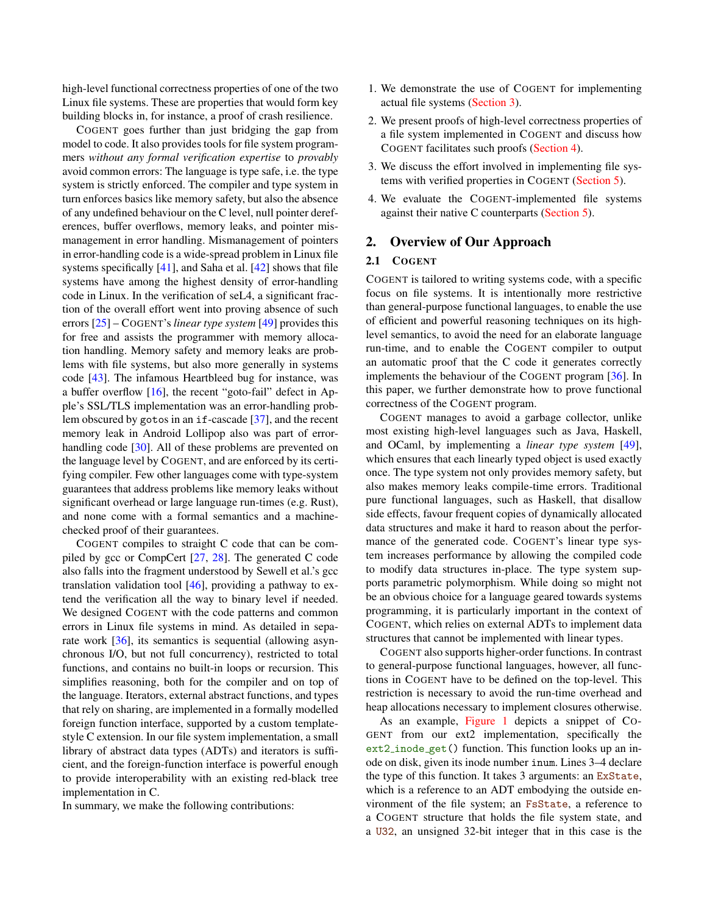high-level functional correctness properties of one of the two Linux file systems. These are properties that would form key building blocks in, for instance, a proof of crash resilience.

COGENT goes further than just bridging the gap from model to code. It also provides tools for file system programmers *without any formal verification expertise* to *provably* avoid common errors: The language is type safe, i.e. the type system is strictly enforced. The compiler and type system in turn enforces basics like memory safety, but also the absence of any undefined behaviour on the C level, null pointer dereferences, buffer overflows, memory leaks, and pointer mismanagement in error handling. Mismanagement of pointers in error-handling code is a wide-spread problem in Linux file systems specifically [41], and Saha et al. [42] shows that file systems have among the highest density of error-handling code in Linux. In the verification of seL4, a significant fraction of the overall effort went into proving absence of such errors [25] – COGENT's *linear type system* [49] provides this for free and assists the programmer with memory allocation handling. Memory safety and memory leaks are problems with file systems, but also more generally in systems code [43]. The infamous Heartbleed bug for instance, was a buffer overflow [16], the recent "goto-fail" defect in Apple's SSL/TLS implementation was an error-handling problem obscured by `goto`s in an `if`-cascade [37], and the recent memory leak in Android Lollipop also was part of error-handling code [30]. All of these problems are prevented on the language level by COGENT, and are enforced by its certifying compiler. Few other languages come with type-system guarantees that address problems like memory leaks without significant overhead or large language run-times (e.g. Rust), and none come with a formal semantics and a machine-checked proof of their guarantees.

COGENT compiles to straight C code that can be compiled by gcc or CompCert [27, 28]. The generated C code also falls into the fragment understood by Sewell et al.'s gcc translation validation tool [46], providing a pathway to extend the verification all the way to binary level if needed. We designed COGENT with the code patterns and common errors in Linux file systems in mind. As detailed in separate work [36], its semantics is sequential (allowing asynchronous I/O, but not full concurrency), restricted to total functions, and contains no built-in loops or recursion. This simplifies reasoning, both for the compiler and on top of the language. Iterators, external abstract functions, and types that rely on sharing, are implemented in a formally modelled foreign function interface, supported by a custom template-style C extension. In our file system implementation, a small library of abstract data types (ADTs) and iterators is sufficient, and the foreign-function interface is powerful enough to provide interoperability with an existing red-black tree implementation in C.

In summary, we make the following contributions:

1. We demonstrate the use of COGENT for implementing actual file systems (Section 3).
2. We present proofs of high-level correctness properties of a file system implemented in COGENT and discuss how COGENT facilitates such proofs (Section 4).
3. We discuss the effort involved in implementing file systems with verified properties in COGENT (Section 5).
4. We evaluate the COGENT-implemented file systems against their native C counterparts (Section 5).

## 2. Overview of Our Approach

### 2.1 COGENT

COGENT is tailored to writing systems code, with a specific focus on file systems. It is intentionally more restrictive than general-purpose functional languages, to enable the use of efficient and powerful reasoning techniques on its high-level semantics, to avoid the need for an elaborate language run-time, and to enable the COGENT compiler to output an automatic proof that the C code it generates correctly implements the behaviour of the COGENT program [36]. In this paper, we further demonstrate how to prove functional correctness of the COGENT program.

COGENT manages to avoid a garbage collector, unlike most existing high-level languages such as Java, Haskell, and OCaml, by implementing a *linear type system* [49], which ensures that each linearly typed object is used exactly once. The type system not only provides memory safety, but also makes memory leaks compile-time errors. Traditional pure functional languages, such as Haskell, that disallow side effects, favour frequent copies of dynamically allocated data structures and make it hard to reason about the performance of the generated code. COGENT's linear type system increases performance by allowing the compiled code to modify data structures in-place. The type system supports parametric polymorphism. While doing so might not be an obvious choice for a language geared towards systems programming, it is particularly important in the context of COGENT, which relies on external ADTs to implement data structures that cannot be implemented with linear types.

COGENT also supports higher-order functions. In contrast to general-purpose functional languages, however, all functions in COGENT have to be defined on the top-level. This restriction is necessary to avoid the run-time overhead and heap allocations necessary to implement closures otherwise.

As an example, Figure 1 depicts a snippet of COGENT from our ext2 implementation, specifically the `ext2_inode_get()` function. This function looks up an inode on disk, given its inode number `inum`. Lines 3–4 declare the type of this function. It takes 3 arguments: an `ExState`, which is a reference to an ADT embodying the outside environment of the file system; an `FsState`, a reference to a COGENT structure that holds the file system state, and a `U32`, an unsigned 32-bit integer that in this case is the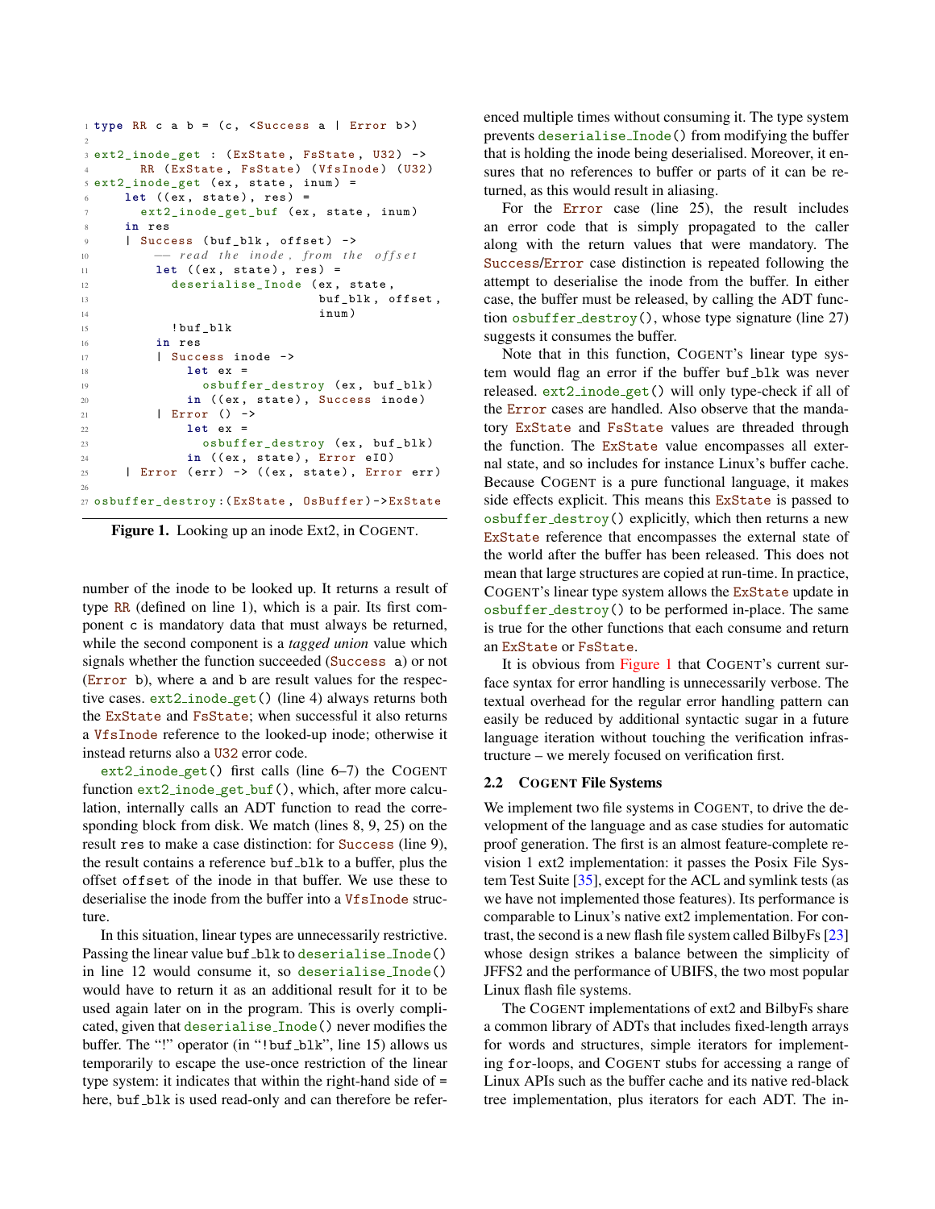```
type RR c a b = (c, <Success a | Error b>)

ext2_inode_get : (ExState, FsState, U32) ->
      RR (ExState, FsState) (VfsInode) (U32)
ext2_inode_get (ex, state, inum) =
    let ((ex, state), res) =
      ext2_inode_get_buf (ex, state, inum)
    in res
    | Success (buf_blk, offset) ->
        -- read the inode, from the offset
        let ((ex, state), res) =
          deserialise_Inode (ex, state,
                             buf_blk, offset,
                             inum)
          !buf_blk
        in res
        | Success inode ->
            let ex =
              osbuffer_destroy (ex, buf_blk)
            in ((ex, state), Success inode)
        | Error () ->
            let ex =
              osbuffer_destroy (ex, buf_blk)
            in ((ex, state), Error eIO)
    | Error (err) -> ((ex, state), Error err)

osbuffer_destroy:(ExState, OsBuffer)->ExState
```

**Figure 1.** Looking up an inode Ext2, in COGENT.

number of the inode to be looked up. It returns a result of type RR (defined on line 1), which is a pair. Its first component c is mandatory data that must always be returned, while the second component is a *tagged union* value which signals whether the function succeeded (Success a) or not (Error b), where a and b are result values for the respective cases. ext2_inode_get() (line 4) always returns both the ExState and FsState; when successful it also returns a VfsInode reference to the looked-up inode; otherwise it instead returns also a U32 error code.

ext2_inode_get() first calls (line 6–7) the COGENT function ext2_inode_get_buf(), which, after more calculation, internally calls an ADT function to read the corresponding block from disk. We match (lines 8, 9, 25) on the result res to make a case distinction: for Success (line 9), the result contains a reference buf_blk to a buffer, plus the offset offset of the inode in that buffer. We use these to deserialise the inode from the buffer into a VfsInode structure.

In this situation, linear types are unnecessarily restrictive. Passing the linear value buf_blk to deserialise_Inode() in line 12 would consume it, so deserialise_Inode() would have to return it as an additional result for it to be used again later on in the program. This is overly complicated, given that deserialise_Inode() never modifies the buffer. The "!" operator (in "!buf_blk", line 15) allows us temporarily to escape the use-once restriction of the linear type system: it indicates that within the right-hand side of = here, buf_blk is used read-only and can therefore be referenced multiple times without consuming it. The type system prevents deserialise_Inode() from modifying the buffer that is holding the inode being deserialised. Moreover, it ensures that no references to buffer or parts of it can be returned, as this would result in aliasing.

For the Error case (line 25), the result includes an error code that is simply propagated to the caller along with the return values that were mandatory. The Success/Error case distinction is repeated following the attempt to deserialise the inode from the buffer. In either case, the buffer must be released, by calling the ADT function osbuffer_destroy(), whose type signature (line 27) suggests it consumes the buffer.

Note that in this function, COGENT's linear type system would flag an error if the buffer buf_blk was never released. ext2_inode_get() will only type-check if all of the Error cases are handled. Also observe that the mandatory ExState and FsState values are threaded through the function. The ExState value encompasses all external state, and so includes for instance Linux's buffer cache. Because COGENT is a pure functional language, it makes side effects explicit. This means this ExState is passed to osbuffer_destroy() explicitly, which then returns a new ExState reference that encompasses the external state of the world after the buffer has been released. This does not mean that large structures are copied at run-time. In practice, COGENT's linear type system allows the ExState update in osbuffer_destroy() to be performed in-place. The same is true for the other functions that each consume and return an ExState or FsState.

It is obvious from Figure 1 that COGENT's current surface syntax for error handling is unnecessarily verbose. The textual overhead for the regular error handling pattern can easily be reduced by additional syntactic sugar in a future language iteration without touching the verification infrastructure – we merely focused on verification first.

### 2.2 COGENT File Systems

We implement two file systems in COGENT, to drive the development of the language and as case studies for automatic proof generation. The first is an almost feature-complete revision 1 ext2 implementation: it passes the Posix File System Test Suite [35], except for the ACL and symlink tests (as we have not implemented those features). Its performance is comparable to Linux's native ext2 implementation. For contrast, the second is a new flash file system called BilbyFs [23] whose design strikes a balance between the simplicity of JFFS2 and the performance of UBIFS, the two most popular Linux flash file systems.

The COGENT implementations of ext2 and BilbyFs share a common library of ADTs that includes fixed-length arrays for words and structures, simple iterators for implementing for-loops, and COGENT stubs for accessing a range of Linux APIs such as the buffer cache and its native red-black tree implementation, plus iterators for each ADT. The in-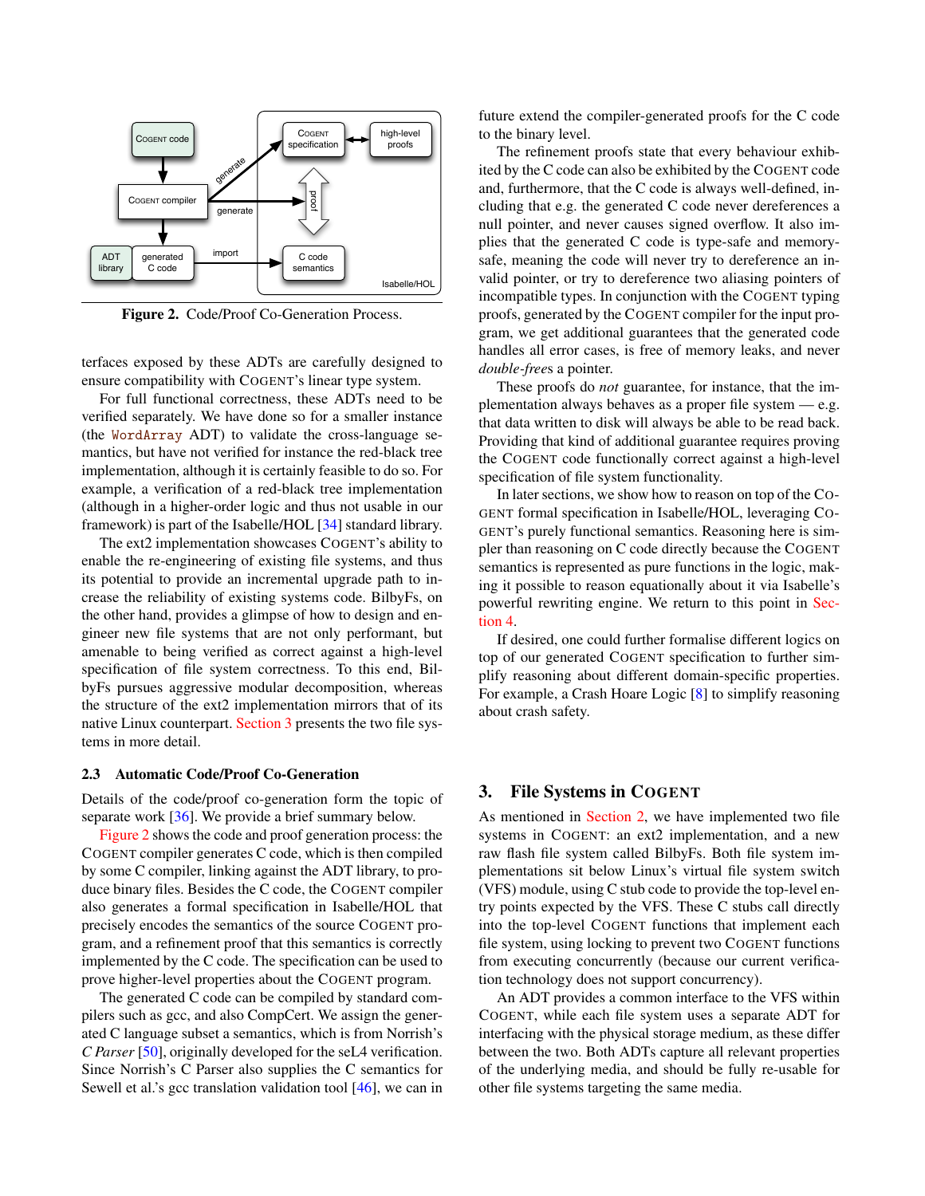Figure 2. Code/Proof Co-Generation Process.

terfaces exposed by these ADTs are carefully designed to ensure compatibility with COGENT's linear type system.

For full functional correctness, these ADTs need to be verified separately. We have done so for a smaller instance (the `WordArray` ADT) to validate the cross-language semantics, but have not verified for instance the red-black tree implementation, although it is certainly feasible to do so. For example, a verification of a red-black tree implementation (although in a higher-order logic and thus not usable in our framework) is part of the Isabelle/HOL [34] standard library.

The ext2 implementation showcases COGENT's ability to enable the re-engineering of existing file systems, and thus its potential to provide an incremental upgrade path to increase the reliability of existing systems code. BilbyFs, on the other hand, provides a glimpse of how to design and engineer new file systems that are not only performant, but amenable to being verified as correct against a high-level specification of file system correctness. To this end, BilbyFs pursues aggressive modular decomposition, whereas the structure of the ext2 implementation mirrors that of its native Linux counterpart. Section 3 presents the two file systems in more detail.

### 2.3 Automatic Code/Proof Co-Generation

Details of the code/proof co-generation form the topic of separate work [36]. We provide a brief summary below.

Figure 2 shows the code and proof generation process: the COGENT compiler generates C code, which is then compiled by some C compiler, linking against the ADT library, to produce binary files. Besides the C code, the COGENT compiler also generates a formal specification in Isabelle/HOL that precisely encodes the semantics of the source COGENT program, and a refinement proof that this semantics is correctly implemented by the C code. The specification can be used to prove higher-level properties about the COGENT program.

The generated C code can be compiled by standard compilers such as gcc, and also CompCert. We assign the generated C language subset a semantics, which is from Norrish's *C Parser* [50], originally developed for the seL4 verification. Since Norrish's C Parser also supplies the C semantics for Sewell et al.'s gcc translation validation tool [46], we can in future extend the compiler-generated proofs for the C code to the binary level.

The refinement proofs state that every behaviour exhibited by the C code can also be exhibited by the COGENT code and, furthermore, that the C code is always well-defined, including that e.g. the generated C code never dereferences a null pointer, and never causes signed overflow. It also implies that the generated C code is type-safe and memory-safe, meaning the code will never try to dereference an invalid pointer, or try to dereference two aliasing pointers of incompatible types. In conjunction with the COGENT typing proofs, generated by the COGENT compiler for the input program, we get additional guarantees that the generated code handles all error cases, is free of memory leaks, and never *double-free*s a pointer.

These proofs do *not* guarantee, for instance, that the implementation always behaves as a proper file system — e.g. that data written to disk will always be able to be read back. Providing that kind of additional guarantee requires proving the COGENT code functionally correct against a high-level specification of file system functionality.

In later sections, we show how to reason on top of the COGENT formal specification in Isabelle/HOL, leveraging COGENT's purely functional semantics. Reasoning here is simpler than reasoning on C code directly because the COGENT semantics is represented as pure functions in the logic, making it possible to reason equationally about it via Isabelle's powerful rewriting engine. We return to this point in Section 4.

If desired, one could further formalise different logics on top of our generated COGENT specification to further simplify reasoning about different domain-specific properties. For example, a Crash Hoare Logic [8] to simplify reasoning about crash safety.

## 3. File Systems in COGENT

As mentioned in Section 2, we have implemented two file systems in COGENT: an ext2 implementation, and a new raw flash file system called BilbyFs. Both file system implementations sit below Linux's virtual file system switch (VFS) module, using C stub code to provide the top-level entry points expected by the VFS. These C stubs call directly into the top-level COGENT functions that implement each file system, using locking to prevent two COGENT functions from executing concurrently (because our current verification technology does not support concurrency).

An ADT provides a common interface to the VFS within COGENT, while each file system uses a separate ADT for interfacing with the physical storage medium, as these differ between the two. Both ADTs capture all relevant properties of the underlying media, and should be fully re-usable for other file systems targeting the same media.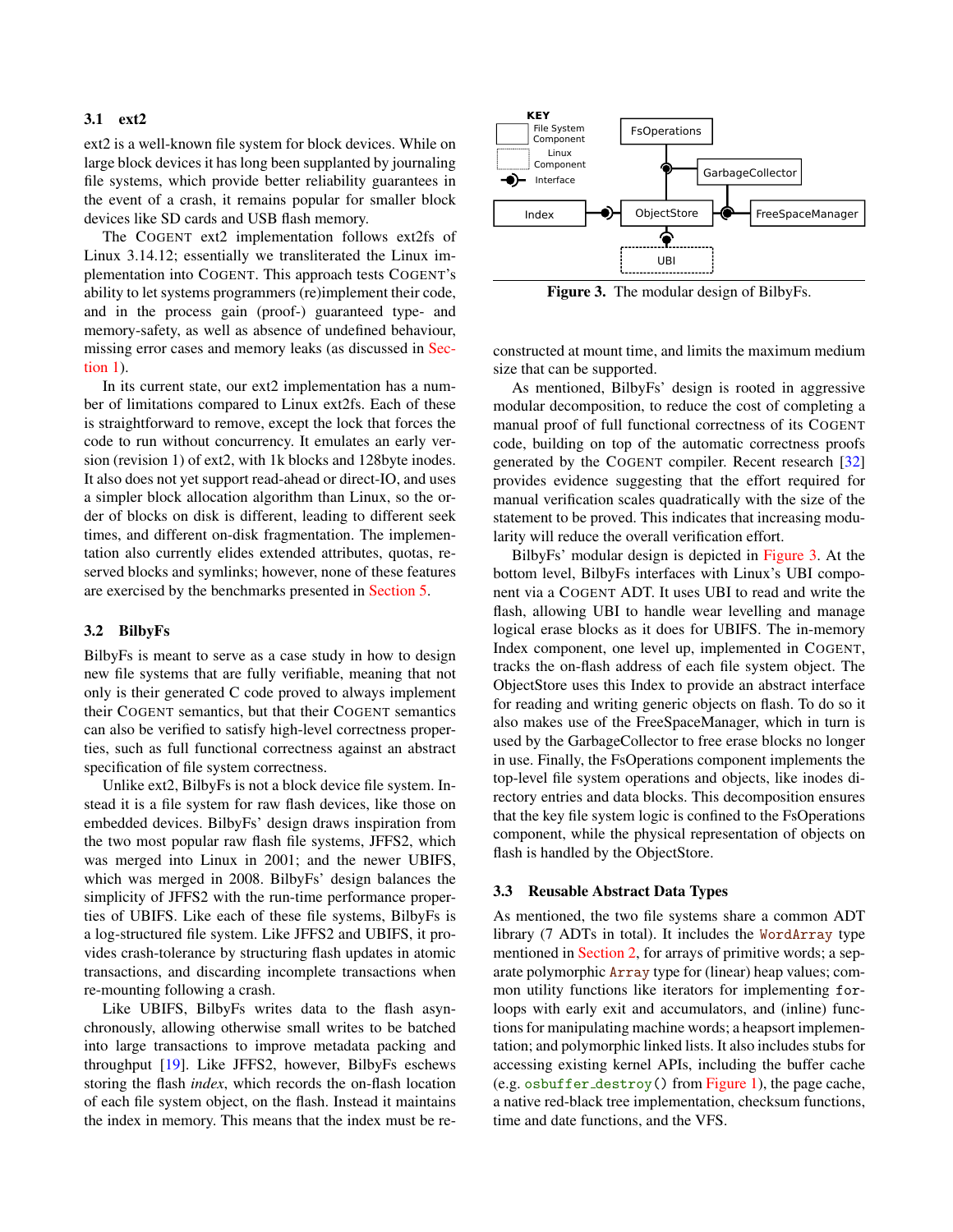### 3.1 ext2

ext2 is a well-known file system for block devices. While on large block devices it has long been supplanted by journaling file systems, which provide better reliability guarantees in the event of a crash, it remains popular for smaller block devices like SD cards and USB flash memory.

The COGENT ext2 implementation follows ext2fs of Linux 3.14.12; essentially we transliterated the Linux implementation into COGENT. This approach tests COGENT's ability to let systems programmers (re)implement their code, and in the process gain (proof-) guaranteed type- and memory-safety, as well as absence of undefined behaviour, missing error cases and memory leaks (as discussed in Section 1).

In its current state, our ext2 implementation has a number of limitations compared to Linux ext2fs. Each of these is straightforward to remove, except the lock that forces the code to run without concurrency. It emulates an early version (revision 1) of ext2, with 1k blocks and 128byte inodes. It also does not yet support read-ahead or direct-IO, and uses a simpler block allocation algorithm than Linux, so the order of blocks on disk is different, leading to different seek times, and different on-disk fragmentation. The implementation also currently elides extended attributes, quotas, reserved blocks and symlinks; however, none of these features are exercised by the benchmarks presented in Section 5.

### 3.2 BilbyFs

BilbyFs is meant to serve as a case study in how to design new file systems that are fully verifiable, meaning that not only is their generated C code proved to always implement their COGENT semantics, but that their COGENT semantics can also be verified to satisfy high-level correctness properties, such as full functional correctness against an abstract specification of file system correctness.

Unlike ext2, BilbyFs is not a block device file system. Instead it is a file system for raw flash devices, like those on embedded devices. BilbyFs' design draws inspiration from the two most popular raw flash file systems, JFFS2, which was merged into Linux in 2001; and the newer UBIFS, which was merged in 2008. BilbyFs' design balances the simplicity of JFFS2 with the run-time performance properties of UBIFS. Like each of these file systems, BilbyFs is a log-structured file system. Like JFFS2 and UBIFS, it provides crash-tolerance by structuring flash updates in atomic transactions, and discarding incomplete transactions when re-mounting following a crash.

Like UBIFS, BilbyFs writes data to the flash asynchronously, allowing otherwise small writes to be batched into large transactions to improve metadata packing and throughput [19]. Like JFFS2, however, BilbyFs eschews storing the flash *index*, which records the on-flash location of each file system object, on the flash. Instead it maintains the index in memory. This means that the index must be reconstructed at mount time, and limits the maximum medium size that can be supported.

KEY: File System Component; Linux Component; Interface

FsOperations, GarbageCollector, Index, ObjectStore, FreeSpaceManager, UBI

**Figure 3.** The modular design of BilbyFs.

As mentioned, BilbyFs' design is rooted in aggressive modular decomposition, to reduce the cost of completing a manual proof of full functional correctness of its COGENT code, building on top of the automatic correctness proofs generated by the COGENT compiler. Recent research [32] provides evidence suggesting that the effort required for manual verification scales quadratically with the size of the statement to be proved. This indicates that increasing modularity will reduce the overall verification effort.

BilbyFs' modular design is depicted in Figure 3. At the bottom level, BilbyFs interfaces with Linux's UBI component via a COGENT ADT. It uses UBI to read and write the flash, allowing UBI to handle wear levelling and manage logical erase blocks as it does for UBIFS. The in-memory Index component, one level up, implemented in COGENT, tracks the on-flash address of each file system object. The ObjectStore uses this Index to provide an abstract interface for reading and writing generic objects on flash. To do so it also makes use of the FreeSpaceManager, which in turn is used by the GarbageCollector to free erase blocks no longer in use. Finally, the FsOperations component implements the top-level file system operations and objects, like inodes directory entries and data blocks. This decomposition ensures that the key file system logic is confined to the FsOperations component, while the physical representation of objects on flash is handled by the ObjectStore.

### 3.3 Reusable Abstract Data Types

As mentioned, the two file systems share a common ADT library (7 ADTs in total). It includes the `WordArray` type mentioned in Section 2, for arrays of primitive words; a separate polymorphic `Array` type for (linear) heap values; common utility functions like iterators for implementing `for`-loops with early exit and accumulators, and (inline) functions for manipulating machine words; a heapsort implementation; and polymorphic linked lists. It also includes stubs for accessing existing kernel APIs, including the buffer cache (e.g. `osbuffer_destroy()` from Figure 1), the page cache, a native red-black tree implementation, checksum functions, time and date functions, and the VFS.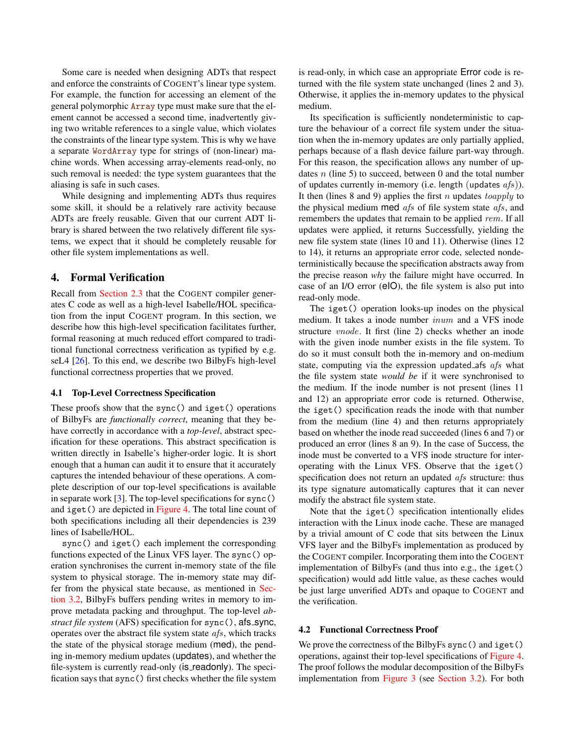Some care is needed when designing ADTs that respect and enforce the constraints of COGENT's linear type system. For example, the function for accessing an element of the general polymorphic `Array` type must make sure that the element cannot be accessed a second time, inadvertently giving two writable references to a single value, which violates the constraints of the linear type system. This is why we have a separate `WordArray` type for strings of (non-linear) machine words. When accessing array-elements read-only, no such removal is needed: the type system guarantees that the aliasing is safe in such cases.

While designing and implementing ADTs thus requires some skill, it should be a relatively rare activity because ADTs are freely reusable. Given that our current ADT library is shared between the two relatively different file systems, we expect that it should be completely reusable for other file system implementations as well.

## 4. Formal Verification

Recall from Section 2.3 that the COGENT compiler generates C code as well as a high-level Isabelle/HOL specification from the input COGENT program. In this section, we describe how this high-level specification facilitates further, formal reasoning at much reduced effort compared to traditional functional correctness verification as typified by e.g. seL4 [26]. To this end, we describe two BilbyFs high-level functional correctness properties that we proved.

### 4.1 Top-Level Correctness Specification

These proofs show that the `sync()` and `iget()` operations of BilbyFs are *functionally correct*, meaning that they behave correctly in accordance with a *top-level*, abstract specification for these operations. This abstract specification is written directly in Isabelle's higher-order logic. It is short enough that a human can audit it to ensure that it accurately captures the intended behaviour of these operations. A complete description of our top-level specifications is available in separate work [3]. The top-level specifications for `sync()` and `iget()` are depicted in Figure 4. The total line count of both specifications including all their dependencies is 239 lines of Isabelle/HOL.

`sync()` and `iget()` each implement the corresponding functions expected of the Linux VFS layer. The `sync()` operation synchronises the current in-memory state of the file system to physical storage. The in-memory state may differ from the physical state because, as mentioned in Section 3.2, BilbyFs buffers pending writes in memory to improve metadata packing and throughput. The top-level *abstract file system* (AFS) specification for `sync()`, afs_sync, operates over the abstract file system state $afs$, which tracks the state of the physical storage medium (med), the pending in-memory medium updates (updates), and whether the file-system is currently read-only (is_readonly). The specification says that `sync()` first checks whether the file system is read-only, in which case an appropriate Error code is returned with the file system state unchanged (lines 2 and 3). Otherwise, it applies the in-memory updates to the physical medium.

Its specification is sufficiently nondeterministic to capture the behaviour of a correct file system under the situation when the in-memory updates are only partially applied, perhaps because of a flash device failure part-way through. For this reason, the specification allows any number of updates $n$ (line 5) to succeed, between 0 and the total number of updates currently in-memory (i.e. length (updates $afs$)). It then (lines 8 and 9) applies the first $n$ updates $toapply$ to the physical medium med $afs$ of file system state $afs$, and remembers the updates that remain to be applied $rem$. If all updates were applied, it returns Successfully, yielding the new file system state (lines 10 and 11). Otherwise (lines 12 to 14), it returns an appropriate error code, selected nondeterministically because the specification abstracts away from the precise reason *why* the failure might have occurred. In case of an I/O error (eIO), the file system is also put into read-only mode.

The `iget()` operation looks-up inodes on the physical medium. It takes a inode number $inum$ and a VFS inode structure $vnode$. It first (line 2) checks whether an inode with the given inode number exists in the file system. To do so it must consult both the in-memory and on-medium state, computing via the expression updated_afs $afs$ what the file system state *would be* if it were synchronised to the medium. If the inode number is not present (lines 11 and 12) an appropriate error code is returned. Otherwise, the `iget()` specification reads the inode with that number from the medium (line 4) and then returns appropriately based on whether the inode read succeeded (lines 6 and 7) or produced an error (lines 8 an 9). In the case of Success, the inode must be converted to a VFS inode structure for interoperating with the Linux VFS. Observe that the `iget()` specification does not return an updated $afs$ structure: thus its type signature automatically captures that it can never modify the abstract file system state.

Note that the `iget()` specification intentionally elides interaction with the Linux inode cache. These are managed by a trivial amount of C code that sits between the Linux VFS layer and the BilbyFs implementation as produced by the COGENT compiler. Incorporating them into the COGENT implementation of BilbyFs (and thus into e.g., the `iget()` specification) would add little value, as these caches would be just large unverified ADTs and opaque to COGENT and the verification.

### 4.2 Functional Correctness Proof

We prove the correctness of the BilbyFs `sync()` and `iget()` operations, against their top-level specifications of Figure 4. The proof follows the modular decomposition of the BilbyFs implementation from Figure 3 (see Section 3.2). For both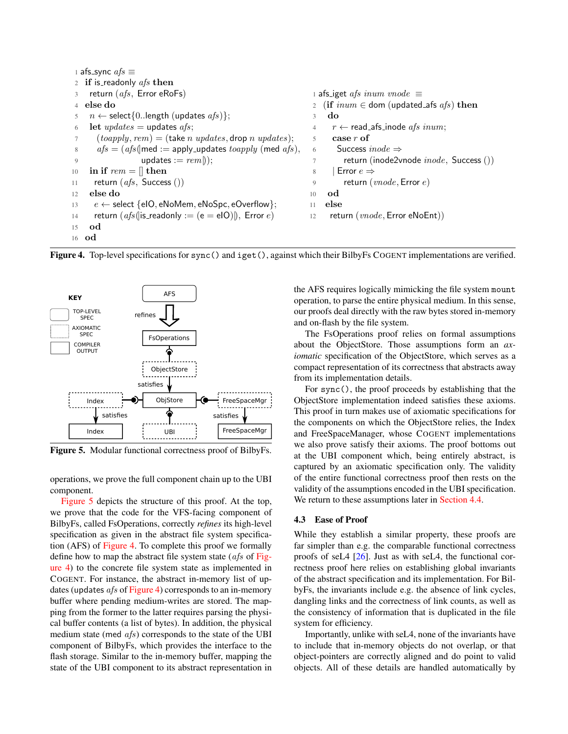```
1  afs_sync afs ≡
2   if is_readonly afs then
3    return (afs, Error eRoFs)
4   else do
5    n ← select{0..length (updates afs)};
6    let updates = updates afs;
7      (toapply, rem) = (take n updates, drop n updates);
8      afs = (afs(|med := apply_updates toapply (med afs),
9                updates := rem|));
10   in if rem = [] then
11     return (afs, Success ())
12   else do
13     e ← select {eIO, eNoMem, eNoSpc, eOverflow};
14     return (afs(|is_readonly := (e = eIO)|), Error e)
15   od
16  od
```

```
1  afs_iget afs inum vnode ≡
2   (if inum ∈ dom (updated_afs afs) then
3    do
4     r ← read_afs_inode afs inum;
5     case r of
6      Success inode ⇒
7       return (inode2vnode inode, Success ())
8     | Error e ⇒
9       return (vnode, Error e)
10   od
11  else
12   return (vnode, Error eNoEnt))
```

**Figure 4.** Top-level specifications for `sync()` and `iget()`, against which their BilbyFs COGENT implementations are verified.

KEY: TOP-LEVEL SPEC; AXIOMATIC SPEC; COMPILER OUTPUT

AFS —refines→ FsOperations — ObjectStore —satisfies→ ObjStore; Index —satisfies→ Index; FreeSpaceMgr —satisfies→ FreeSpaceMgr; UBI

**Figure 5.** Modular functional correctness proof of BilbyFs.

operations, we prove the full component chain up to the UBI component.

Figure 5 depicts the structure of this proof. At the top, we prove that the code for the VFS-facing component of BilbyFs, called FsOperations, correctly *refines* its high-level specification as given in the abstract file system specification (AFS) of Figure 4. To complete this proof we formally define how to map the abstract file system state (*afs* of Figure 4) to the concrete file system state as implemented in COGENT. For instance, the abstract in-memory list of updates (updates *afs* of Figure 4) corresponds to an in-memory buffer where pending medium-writes are stored. The mapping from the former to the latter requires parsing the physical buffer contents (a list of bytes). In addition, the physical medium state (med *afs*) corresponds to the state of the UBI component of BilbyFs, which provides the interface to the flash storage. Similar to the in-memory buffer, mapping the state of the UBI component to its abstract representation in the AFS requires logically mimicking the file system `mount` operation, to parse the entire physical medium. In this sense, our proofs deal directly with the raw bytes stored in-memory and on-flash by the file system.

The FsOperations proof relies on formal assumptions about the ObjectStore. Those assumptions form an *axiomatic* specification of the ObjectStore, which serves as a compact representation of its correctness that abstracts away from its implementation details.

For `sync()`, the proof proceeds by establishing that the ObjectStore implementation indeed satisfies these axioms. This proof in turn makes use of axiomatic specifications for the components on which the ObjectStore relies, the Index and FreeSpaceManager, whose COGENT implementations we also prove satisfy their axioms. The proof bottoms out at the UBI component which, being entirely abstract, is captured by an axiomatic specification only. The validity of the entire functional correctness proof then rests on the validity of the assumptions encoded in the UBI specification. We return to these assumptions later in Section 4.4.

### 4.3 Ease of Proof

While they establish a similar property, these proofs are far simpler than e.g. the comparable functional correctness proofs of seL4 [26]. Just as with seL4, the functional correctness proof here relies on establishing global invariants of the abstract specification and its implementation. For BilbyFs, the invariants include e.g. the absence of link cycles, dangling links and the correctness of link counts, as well as the consistency of information that is duplicated in the file system for efficiency.

Importantly, unlike with seL4, none of the invariants have to include that in-memory objects do not overlap, or that object-pointers are correctly aligned and do point to valid objects. All of these details are handled automatically by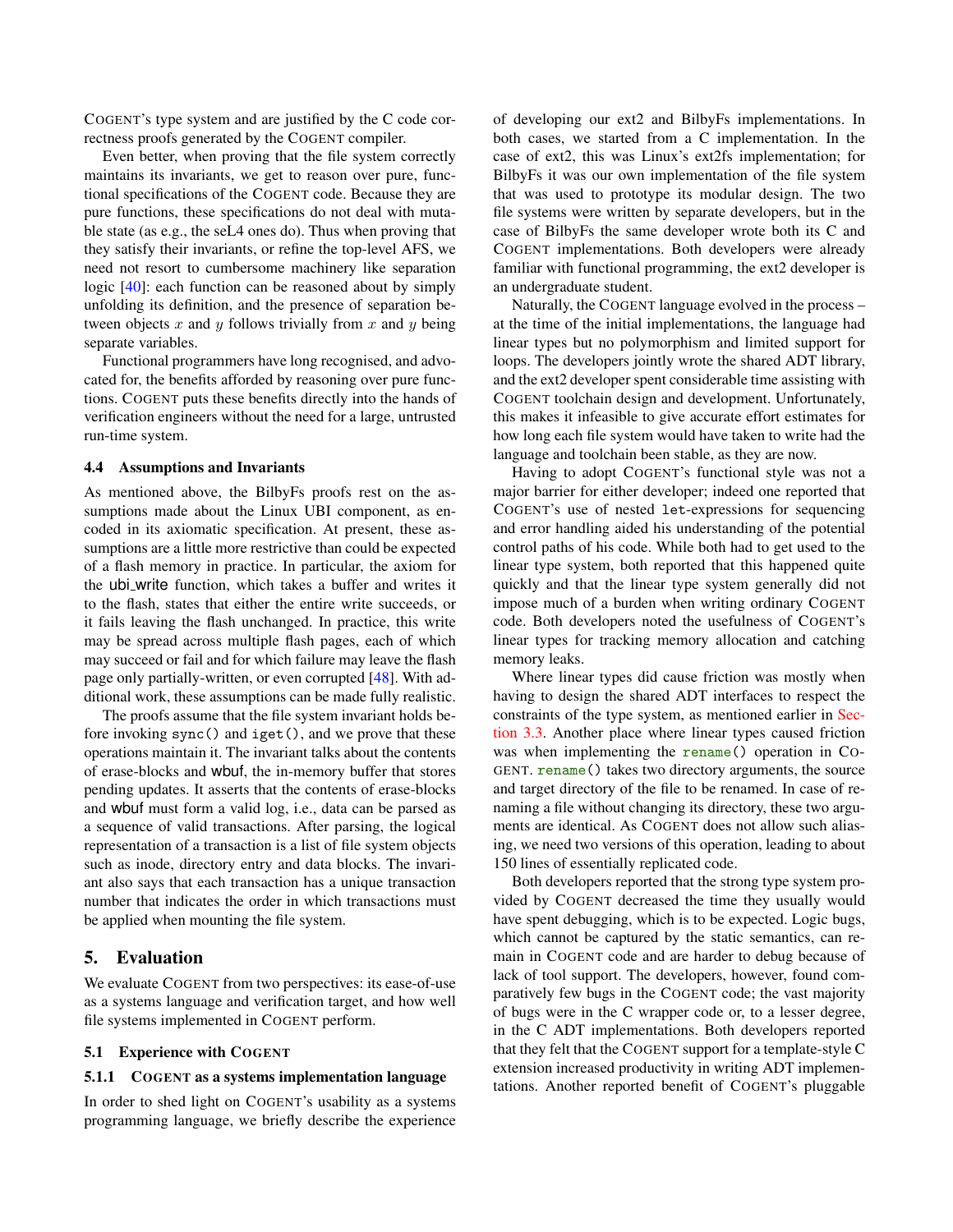COGENT's type system and are justified by the C code correctness proofs generated by the COGENT compiler.

Even better, when proving that the file system correctly maintains its invariants, we get to reason over pure, functional specifications of the COGENT code. Because they are pure functions, these specifications do not deal with mutable state (as e.g., the seL4 ones do). Thus when proving that they satisfy their invariants, or refine the top-level AFS, we need not resort to cumbersome machinery like separation logic [40]: each function can be reasoned about by simply unfolding its definition, and the presence of separation between objects $x$ and $y$ follows trivially from $x$ and $y$ being separate variables.

Functional programmers have long recognised, and advocated for, the benefits afforded by reasoning over pure functions. COGENT puts these benefits directly into the hands of verification engineers without the need for a large, untrusted run-time system.

### 4.4 Assumptions and Invariants

As mentioned above, the BilbyFs proofs rest on the assumptions made about the Linux UBI component, as encoded in its axiomatic specification. At present, these assumptions are a little more restrictive than could be expected of a flash memory in practice. In particular, the axiom for the ubi_write function, which takes a buffer and writes it to the flash, states that either the entire write succeeds, or it fails leaving the flash unchanged. In practice, this write may be spread across multiple flash pages, each of which may succeed or fail and for which failure may leave the flash page only partially-written, or even corrupted [48]. With additional work, these assumptions can be made fully realistic.

The proofs assume that the file system invariant holds before invoking `sync()` and `iget()`, and we prove that these operations maintain it. The invariant talks about the contents of erase-blocks and wbuf, the in-memory buffer that stores pending updates. It asserts that the contents of erase-blocks and wbuf must form a valid log, i.e., data can be parsed as a sequence of valid transactions. After parsing, the logical representation of a transaction is a list of file system objects such as inode, directory entry and data blocks. The invariant also says that each transaction has a unique transaction number that indicates the order in which transactions must be applied when mounting the file system.

## 5. Evaluation

We evaluate COGENT from two perspectives: its ease-of-use as a systems language and verification target, and how well file systems implemented in COGENT perform.

### 5.1 Experience with COGENT

#### 5.1.1 COGENT as a systems implementation language

In order to shed light on COGENT's usability as a systems programming language, we briefly describe the experience of developing our ext2 and BilbyFs implementations. In both cases, we started from a C implementation. In the case of ext2, this was Linux's ext2fs implementation; for BilbyFs it was our own implementation of the file system that was used to prototype its modular design. The two file systems were written by separate developers, but in the case of BilbyFs the same developer wrote both its C and COGENT implementations. Both developers were already familiar with functional programming, the ext2 developer is an undergraduate student.

Naturally, the COGENT language evolved in the process – at the time of the initial implementations, the language had linear types but no polymorphism and limited support for loops. The developers jointly wrote the shared ADT library, and the ext2 developer spent considerable time assisting with COGENT toolchain design and development. Unfortunately, this makes it infeasible to give accurate effort estimates for how long each file system would have taken to write had the language and toolchain been stable, as they are now.

Having to adopt COGENT's functional style was not a major barrier for either developer; indeed one reported that COGENT's use of nested `let`-expressions for sequencing and error handling aided his understanding of the potential control paths of his code. While both had to get used to the linear type system, both reported that this happened quite quickly and that the linear type system generally did not impose much of a burden when writing ordinary COGENT code. Both developers noted the usefulness of COGENT's linear types for tracking memory allocation and catching memory leaks.

Where linear types did cause friction was mostly when having to design the shared ADT interfaces to respect the constraints of the type system, as mentioned earlier in Section 3.3. Another place where linear types caused friction was when implementing the `rename()` operation in COGENT. `rename()` takes two directory arguments, the source and target directory of the file to be renamed. In case of renaming a file without changing its directory, these two arguments are identical. As COGENT does not allow such aliasing, we need two versions of this operation, leading to about 150 lines of essentially replicated code.

Both developers reported that the strong type system provided by COGENT decreased the time they usually would have spent debugging, which is to be expected. Logic bugs, which cannot be captured by the static semantics, can remain in COGENT code and are harder to debug because of lack of tool support. The developers, however, found comparatively few bugs in the COGENT code; the vast majority of bugs were in the C wrapper code or, to a lesser degree, in the C ADT implementations. Both developers reported that they felt that the COGENT support for a template-style C extension increased productivity in writing ADT implementations. Another reported benefit of COGENT's pluggable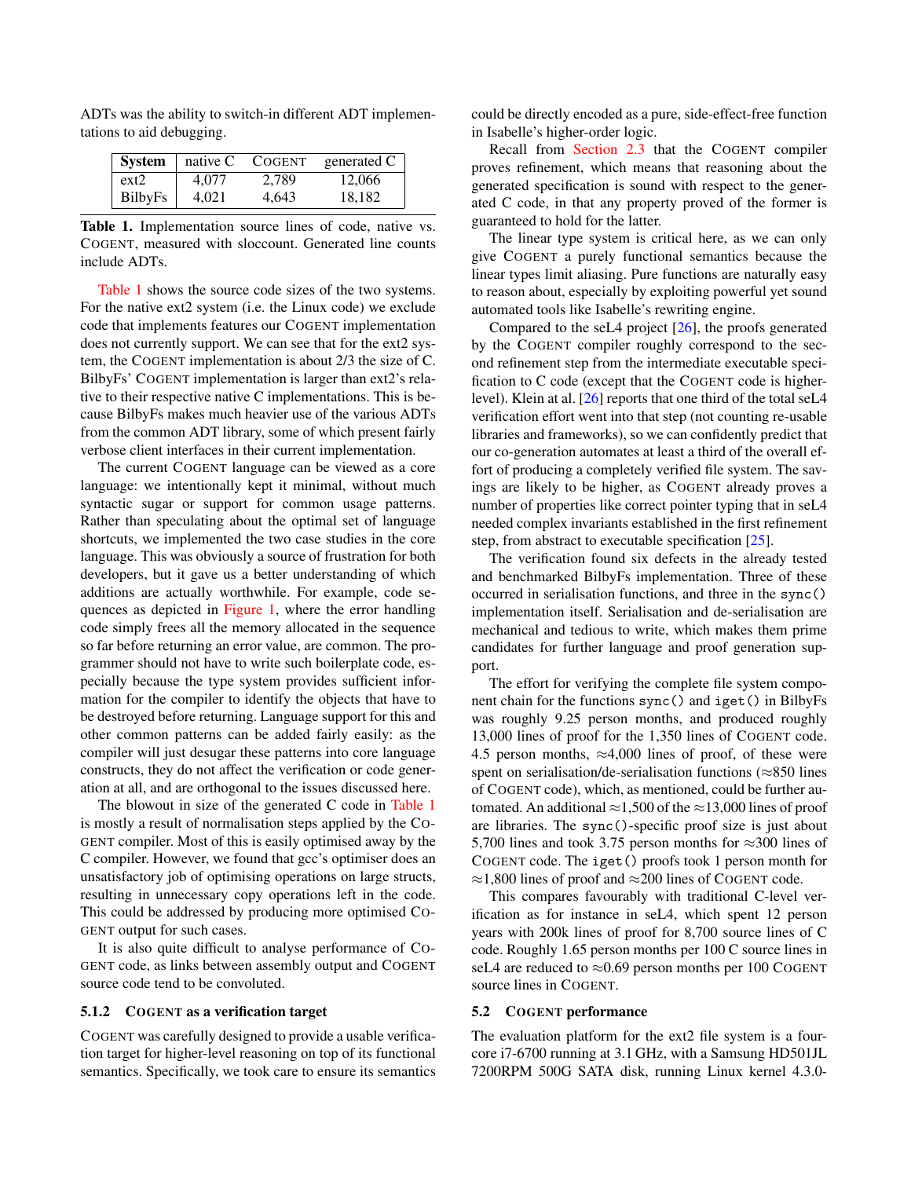ADTs was the ability to switch-in different ADT implementations to aid debugging.

| System | native C | COGENT | generated C |
|---|---|---|---|
| ext2 | 4,077 | 2,789 | 12,066 |
| BilbyFs | 4,021 | 4,643 | 18,182 |

**Table 1.** Implementation source lines of code, native vs. COGENT, measured with sloccount. Generated line counts include ADTs.

Table 1 shows the source code sizes of the two systems. For the native ext2 system (i.e. the Linux code) we exclude code that implements features our COGENT implementation does not currently support. We can see that for the ext2 system, the COGENT implementation is about 2/3 the size of C. BilbyFs' COGENT implementation is larger than ext2's relative to their respective native C implementations. This is because BilbyFs makes much heavier use of the various ADTs from the common ADT library, some of which present fairly verbose client interfaces in their current implementation.

The current COGENT language can be viewed as a core language: we intentionally kept it minimal, without much syntactic sugar or support for common usage patterns. Rather than speculating about the optimal set of language shortcuts, we implemented the two case studies in the core language. This was obviously a source of frustration for both developers, but it gave us a better understanding of which additions are actually worthwhile. For example, code sequences as depicted in Figure 1, where the error handling code simply frees all the memory allocated in the sequence so far before returning an error value, are common. The programmer should not have to write such boilerplate code, especially because the type system provides sufficient information for the compiler to identify the objects that have to be destroyed before returning. Language support for this and other common patterns can be added fairly easily: as the compiler will just desugar these patterns into core language constructs, they do not affect the verification or code generation at all, and are orthogonal to the issues discussed here.

The blowout in size of the generated C code in Table 1 is mostly a result of normalisation steps applied by the COGENT compiler. Most of this is easily optimised away by the C compiler. However, we found that gcc's optimiser does an unsatisfactory job of optimising operations on large structs, resulting in unnecessary copy operations left in the code. This could be addressed by producing more optimised COGENT output for such cases.

It is also quite difficult to analyse performance of COGENT code, as links between assembly output and COGENT source code tend to be convoluted.

#### 5.1.2 COGENT as a verification target

COGENT was carefully designed to provide a usable verification target for higher-level reasoning on top of its functional semantics. Specifically, we took care to ensure its semantics could be directly encoded as a pure, side-effect-free function in Isabelle's higher-order logic.

Recall from Section 2.3 that the COGENT compiler proves refinement, which means that reasoning about the generated specification is sound with respect to the generated C code, in that any property proved of the former is guaranteed to hold for the latter.

The linear type system is critical here, as we can only give COGENT a purely functional semantics because the linear types limit aliasing. Pure functions are naturally easy to reason about, especially by exploiting powerful yet sound automated tools like Isabelle's rewriting engine.

Compared to the seL4 project [26], the proofs generated by the COGENT compiler roughly correspond to the second refinement step from the intermediate executable specification to C code (except that the COGENT code is higher-level). Klein at al. [26] reports that one third of the total seL4 verification effort went into that step (not counting re-usable libraries and frameworks), so we can confidently predict that our co-generation automates at least a third of the overall effort of producing a completely verified file system. The savings are likely to be higher, as COGENT already proves a number of properties like correct pointer typing that in seL4 needed complex invariants established in the first refinement step, from abstract to executable specification [25].

The verification found six defects in the already tested and benchmarked BilbyFs implementation. Three of these occurred in serialisation functions, and three in the `sync()` implementation itself. Serialisation and de-serialisation are mechanical and tedious to write, which makes them prime candidates for further language and proof generation support.

The effort for verifying the complete file system component chain for the functions `sync()` and `iget()` in BilbyFs was roughly 9.25 person months, and produced roughly 13,000 lines of proof for the 1,350 lines of COGENT code. 4.5 person months, ≈4,000 lines of proof, of these were spent on serialisation/de-serialisation functions (≈850 lines of COGENT code), which, as mentioned, could be further automated. An additional ≈1,500 of the ≈13,000 lines of proof are libraries. The `sync()`-specific proof size is just about 5,700 lines and took 3.75 person months for ≈300 lines of COGENT code. The `iget()` proofs took 1 person month for ≈1,800 lines of proof and ≈200 lines of COGENT code.

This compares favourably with traditional C-level verification as for instance in seL4, which spent 12 person years with 200k lines of proof for 8,700 source lines of C code. Roughly 1.65 person months per 100 C source lines in seL4 are reduced to ≈0.69 person months per 100 COGENT source lines in COGENT.

### 5.2 COGENT performance

The evaluation platform for the ext2 file system is a four-core i7-6700 running at 3.1 GHz, with a Samsung HD501JL 7200RPM 500G SATA disk, running Linux kernel 4.3.0-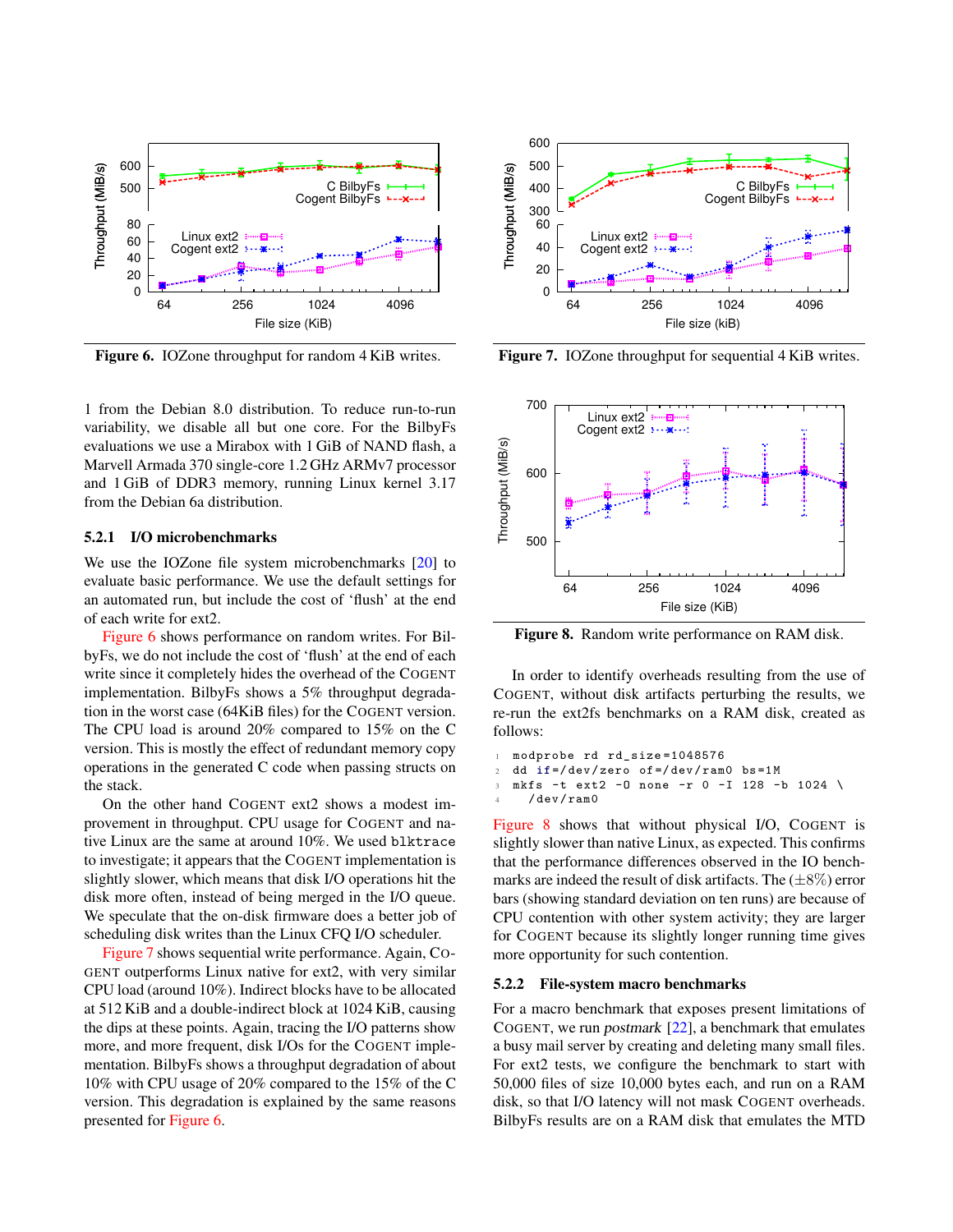**Figure 6.** IOZone throughput for random 4 KiB writes.

**Figure 7.** IOZone throughput for sequential 4 KiB writes.

1 from the Debian 8.0 distribution. To reduce run-to-run variability, we disable all but one core. For the BilbyFs evaluations we use a Mirabox with 1 GiB of NAND flash, a Marvell Armada 370 single-core 1.2 GHz ARMv7 processor and 1 GiB of DDR3 memory, running Linux kernel 3.17 from the Debian 6a distribution.

#### 5.2.1 I/O microbenchmarks

We use the IOZone file system microbenchmarks [20] to evaluate basic performance. We use the default settings for an automated run, but include the cost of 'flush' at the end of each write for ext2.

Figure 6 shows performance on random writes. For BilbyFs, we do not include the cost of 'flush' at the end of each write since it completely hides the overhead of the COGENT implementation. BilbyFs shows a 5% throughput degradation in the worst case (64KiB files) for the COGENT version. The CPU load is around 20% compared to 15% on the C version. This is mostly the effect of redundant memory copy operations in the generated C code when passing structs on the stack.

On the other hand COGENT ext2 shows a modest improvement in throughput. CPU usage for COGENT and native Linux are the same at around 10%. We used blktrace to investigate; it appears that the COGENT implementation is slightly slower, which means that disk I/O operations hit the disk more often, instead of being merged in the I/O queue. We speculate that the on-disk firmware does a better job of scheduling disk writes than the Linux CFQ I/O scheduler.

Figure 7 shows sequential write performance. Again, COGENT outperforms Linux native for ext2, with very similar CPU load (around 10%). Indirect blocks have to be allocated at 512 KiB and a double-indirect block at 1024 KiB, causing the dips at these points. Again, tracing the I/O patterns show more, and more frequent, disk I/Os for the COGENT implementation. BilbyFs shows a throughput degradation of about 10% with CPU usage of 20% compared to the 15% of the C version. This degradation is explained by the same reasons presented for Figure 6.

**Figure 8.** Random write performance on RAM disk.

In order to identify overheads resulting from the use of COGENT, without disk artifacts perturbing the results, we re-run the ext2fs benchmarks on a RAM disk, created as follows:

```
modprobe rd rd_size=1048576
dd if=/dev/zero of=/dev/ram0 bs=1M
mkfs -t ext2 -O none -r 0 -I 128 -b 1024 \
   /dev/ram0
```

Figure 8 shows that without physical I/O, COGENT is slightly slower than native Linux, as expected. This confirms that the performance differences observed in the IO benchmarks are indeed the result of disk artifacts. The ($\pm 8\%$) error bars (showing standard deviation on ten runs) are because of CPU contention with other system activity; they are larger for COGENT because its slightly longer running time gives more opportunity for such contention.

#### 5.2.2 File-system macro benchmarks

For a macro benchmark that exposes present limitations of COGENT, we run *postmark* [22], a benchmark that emulates a busy mail server by creating and deleting many small files. For ext2 tests, we configure the benchmark to start with 50,000 files of size 10,000 bytes each, and run on a RAM disk, so that I/O latency will not mask COGENT overheads. BilbyFs results are on a RAM disk that emulates the MTD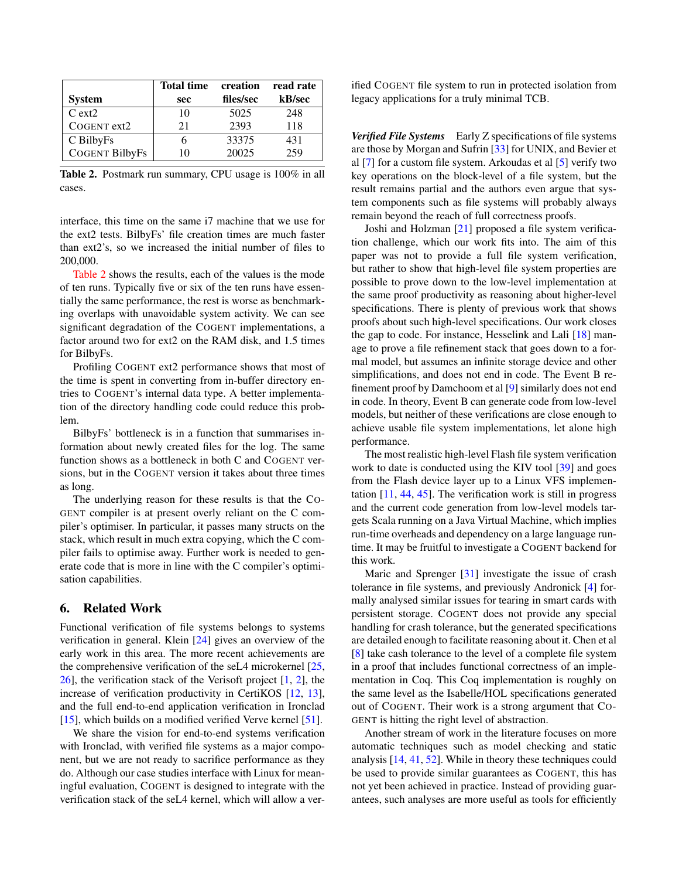| System | Total time sec | creation files/sec | read rate kB/sec |
|---|---|---|---|
| C ext2 | 10 | 5025 | 248 |
| COGENT ext2 | 21 | 2393 | 118 |
| C BilbyFs | 6 | 33375 | 431 |
| COGENT BilbyFs | 10 | 20025 | 259 |

**Table 2.** Postmark run summary, CPU usage is 100% in all cases.

interface, this time on the same i7 machine that we use for the ext2 tests. BilbyFs' file creation times are much faster than ext2's, so we increased the initial number of files to 200,000.

Table 2 shows the results, each of the values is the mode of ten runs. Typically five or six of the ten runs have essentially the same performance, the rest is worse as benchmarking overlaps with unavoidable system activity. We can see significant degradation of the COGENT implementations, a factor around two for ext2 on the RAM disk, and 1.5 times for BilbyFs.

Profiling COGENT ext2 performance shows that most of the time is spent in converting from in-buffer directory entries to COGENT's internal data type. A better implementation of the directory handling code could reduce this problem.

BilbyFs' bottleneck is in a function that summarises information about newly created files for the log. The same function shows as a bottleneck in both C and COGENT versions, but in the COGENT version it takes about three times as long.

The underlying reason for these results is that the COGENT compiler is at present overly reliant on the C compiler's optimiser. In particular, it passes many structs on the stack, which result in much extra copying, which the C compiler fails to optimise away. Further work is needed to generate code that is more in line with the C compiler's optimisation capabilities.

## 6. Related Work

Functional verification of file systems belongs to systems verification in general. Klein [24] gives an overview of the early work in this area. The more recent achievements are the comprehensive verification of the seL4 microkernel [25, 26], the verification stack of the Verisoft project [1, 2], the increase of verification productivity in CertiKOS [12, 13], and the full end-to-end application verification in Ironclad [15], which builds on a modified verified Verve kernel [51].

We share the vision for end-to-end systems verification with Ironclad, with verified file systems as a major component, but we are not ready to sacrifice performance as they do. Although our case studies interface with Linux for meaningful evaluation, COGENT is designed to integrate with the verification stack of the seL4 kernel, which will allow a verified COGENT file system to run in protected isolation from legacy applications for a truly minimal TCB.

***Verified File Systems*** Early Z specifications of file systems are those by Morgan and Sufrin [33] for UNIX, and Bevier et al [7] for a custom file system. Arkoudas et al [5] verify two key operations on the block-level of a file system, but the result remains partial and the authors even argue that system components such as file systems will probably always remain beyond the reach of full correctness proofs.

Joshi and Holzman [21] proposed a file system verification challenge, which our work fits into. The aim of this paper was not to provide a full file system verification, but rather to show that high-level file system properties are possible to prove down to the low-level implementation at the same proof productivity as reasoning about higher-level specifications. There is plenty of previous work that shows proofs about such high-level specifications. Our work closes the gap to code. For instance, Hesselink and Lali [18] manage to prove a file refinement stack that goes down to a formal model, but assumes an infinite storage device and other simplifications, and does not end in code. The Event B refinement proof by Damchoom et al [9] similarly does not end in code. In theory, Event B can generate code from low-level models, but neither of these verifications are close enough to achieve usable file system implementations, let alone high performance.

The most realistic high-level Flash file system verification work to date is conducted using the KIV tool [39] and goes from the Flash device layer up to a Linux VFS implementation [11, 44, 45]. The verification work is still in progress and the current code generation from low-level models targets Scala running on a Java Virtual Machine, which implies run-time overheads and dependency on a large language runtime. It may be fruitful to investigate a COGENT backend for this work.

Maric and Sprenger [31] investigate the issue of crash tolerance in file systems, and previously Andronick [4] formally analysed similar issues for tearing in smart cards with persistent storage. COGENT does not provide any special handling for crash tolerance, but the generated specifications are detailed enough to facilitate reasoning about it. Chen et al [8] take cash tolerance to the level of a complete file system in a proof that includes functional correctness of an implementation in Coq. This Coq implementation is roughly on the same level as the Isabelle/HOL specifications generated out of COGENT. Their work is a strong argument that COGENT is hitting the right level of abstraction.

Another stream of work in the literature focuses on more automatic techniques such as model checking and static analysis [14, 41, 52]. While in theory these techniques could be used to provide similar guarantees as COGENT, this has not yet been achieved in practice. Instead of providing guarantees, such analyses are more useful as tools for efficiently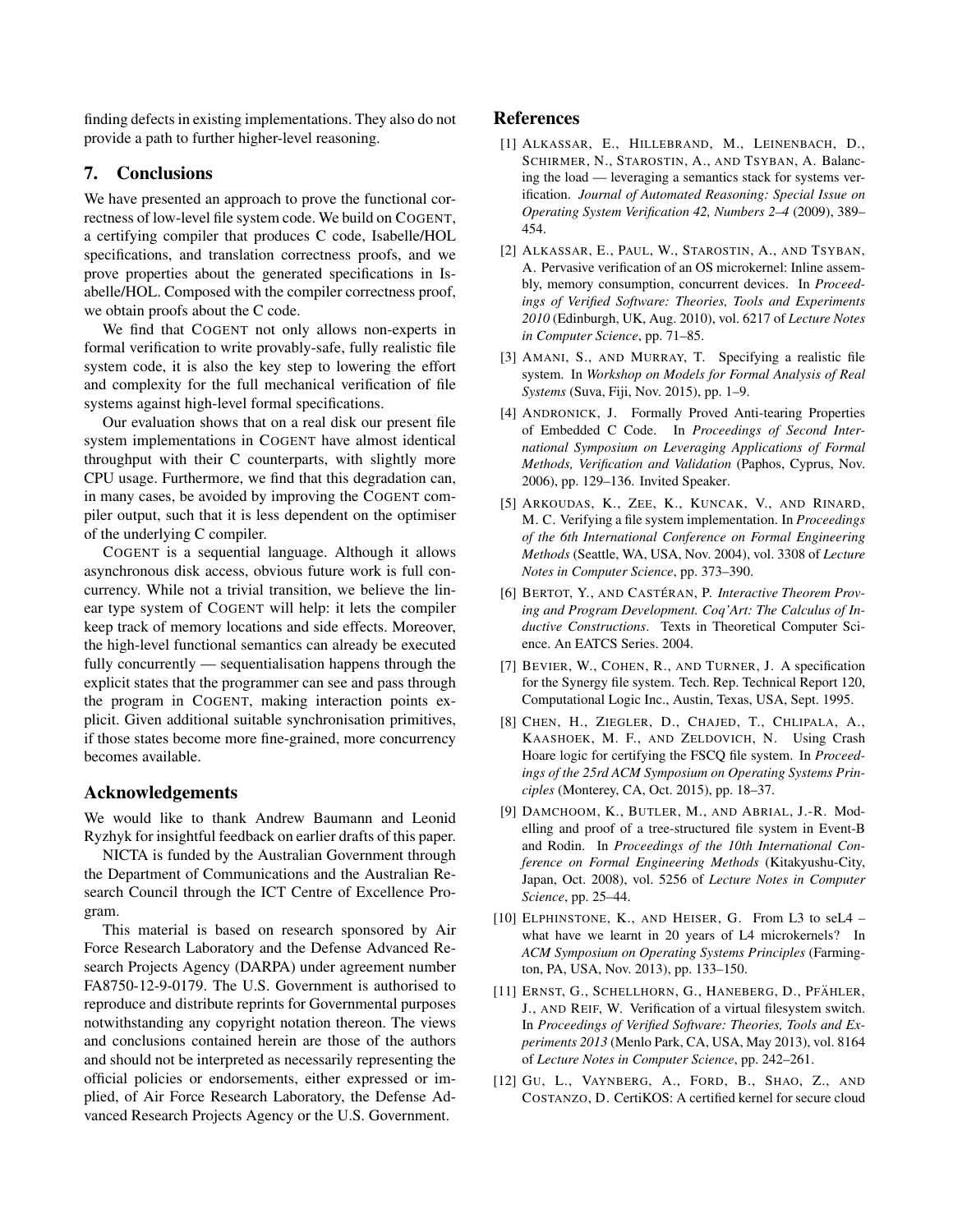finding defects in existing implementations. They also do not provide a path to further higher-level reasoning.

## 7. Conclusions

We have presented an approach to prove the functional correctness of low-level file system code. We build on COGENT, a certifying compiler that produces C code, Isabelle/HOL specifications, and translation correctness proofs, and we prove properties about the generated specifications in Isabelle/HOL. Composed with the compiler correctness proof, we obtain proofs about the C code.

We find that COGENT not only allows non-experts in formal verification to write provably-safe, fully realistic file system code, it is also the key step to lowering the effort and complexity for the full mechanical verification of file systems against high-level formal specifications.

Our evaluation shows that on a real disk our present file system implementations in COGENT have almost identical throughput with their C counterparts, with slightly more CPU usage. Furthermore, we find that this degradation can, in many cases, be avoided by improving the COGENT compiler output, such that it is less dependent on the optimiser of the underlying C compiler.

COGENT is a sequential language. Although it allows asynchronous disk access, obvious future work is full concurrency. While not a trivial transition, we believe the linear type system of COGENT will help: it lets the compiler keep track of memory locations and side effects. Moreover, the high-level functional semantics can already be executed fully concurrently — sequentialisation happens through the explicit states that the programmer can see and pass through the program in COGENT, making interaction points explicit. Given additional suitable synchronisation primitives, if those states become more fine-grained, more concurrency becomes available.

## Acknowledgements

We would like to thank Andrew Baumann and Leonid Ryzhyk for insightful feedback on earlier drafts of this paper.

NICTA is funded by the Australian Government through the Department of Communications and the Australian Research Council through the ICT Centre of Excellence Program.

This material is based on research sponsored by Air Force Research Laboratory and the Defense Advanced Research Projects Agency (DARPA) under agreement number FA8750-12-9-0179. The U.S. Government is authorised to reproduce and distribute reprints for Governmental purposes notwithstanding any copyright notation thereon. The views and conclusions contained herein are those of the authors and should not be interpreted as necessarily representing the official policies or endorsements, either expressed or implied, of Air Force Research Laboratory, the Defense Advanced Research Projects Agency or the U.S. Government.

## References

[1] ALKASSAR, E., HILLEBRAND, M., LEINENBACH, D., SCHIRMER, N., STAROSTIN, A., AND TSYBAN, A. Balancing the load — leveraging a semantics stack for systems verification. *Journal of Automated Reasoning: Special Issue on Operating System Verification 42, Numbers 2–4* (2009), 389–454.

[2] ALKASSAR, E., PAUL, W., STAROSTIN, A., AND TSYBAN, A. Pervasive verification of an OS microkernel: Inline assembly, memory consumption, concurrent devices. In *Proceedings of Verified Software: Theories, Tools and Experiments 2010* (Edinburgh, UK, Aug. 2010), vol. 6217 of *Lecture Notes in Computer Science*, pp. 71–85.

[3] AMANI, S., AND MURRAY, T. Specifying a realistic file system. In *Workshop on Models for Formal Analysis of Real Systems* (Suva, Fiji, Nov. 2015), pp. 1–9.

[4] ANDRONICK, J. Formally Proved Anti-tearing Properties of Embedded C Code. In *Proceedings of Second International Symposium on Leveraging Applications of Formal Methods, Verification and Validation* (Paphos, Cyprus, Nov. 2006), pp. 129–136. Invited Speaker.

[5] ARKOUDAS, K., ZEE, K., KUNCAK, V., AND RINARD, M. C. Verifying a file system implementation. In *Proceedings of the 6th International Conference on Formal Engineering Methods* (Seattle, WA, USA, Nov. 2004), vol. 3308 of *Lecture Notes in Computer Science*, pp. 373–390.

[6] BERTOT, Y., AND CASTÉRAN, P. *Interactive Theorem Proving and Program Development. Coq'Art: The Calculus of Inductive Constructions*. Texts in Theoretical Computer Science. An EATCS Series. 2004.

[7] BEVIER, W., COHEN, R., AND TURNER, J. A specification for the Synergy file system. Tech. Rep. Technical Report 120, Computational Logic Inc., Austin, Texas, USA, Sept. 1995.

[8] CHEN, H., ZIEGLER, D., CHAJED, T., CHLIPALA, A., KAASHOEK, M. F., AND ZELDOVICH, N. Using Crash Hoare logic for certifying the FSCQ file system. In *Proceedings of the 25rd ACM Symposium on Operating Systems Principles* (Monterey, CA, Oct. 2015), pp. 18–37.

[9] DAMCHOOM, K., BUTLER, M., AND ABRIAL, J.-R. Modelling and proof of a tree-structured file system in Event-B and Rodin. In *Proceedings of the 10th International Conference on Formal Engineering Methods* (Kitakyushu-City, Japan, Oct. 2008), vol. 5256 of *Lecture Notes in Computer Science*, pp. 25–44.

[10] ELPHINSTONE, K., AND HEISER, G. From L3 to seL4 – what have we learnt in 20 years of L4 microkernels? In *ACM Symposium on Operating Systems Principles* (Farmington, PA, USA, Nov. 2013), pp. 133–150.

[11] ERNST, G., SCHELLHORN, G., HANEBERG, D., PFÄHLER, J., AND REIF, W. Verification of a virtual filesystem switch. In *Proceedings of Verified Software: Theories, Tools and Experiments 2013* (Menlo Park, CA, USA, May 2013), vol. 8164 of *Lecture Notes in Computer Science*, pp. 242–261.

[12] GU, L., VAYNBERG, A., FORD, B., SHAO, Z., AND COSTANZO, D. CertiKOS: A certified kernel for secure cloud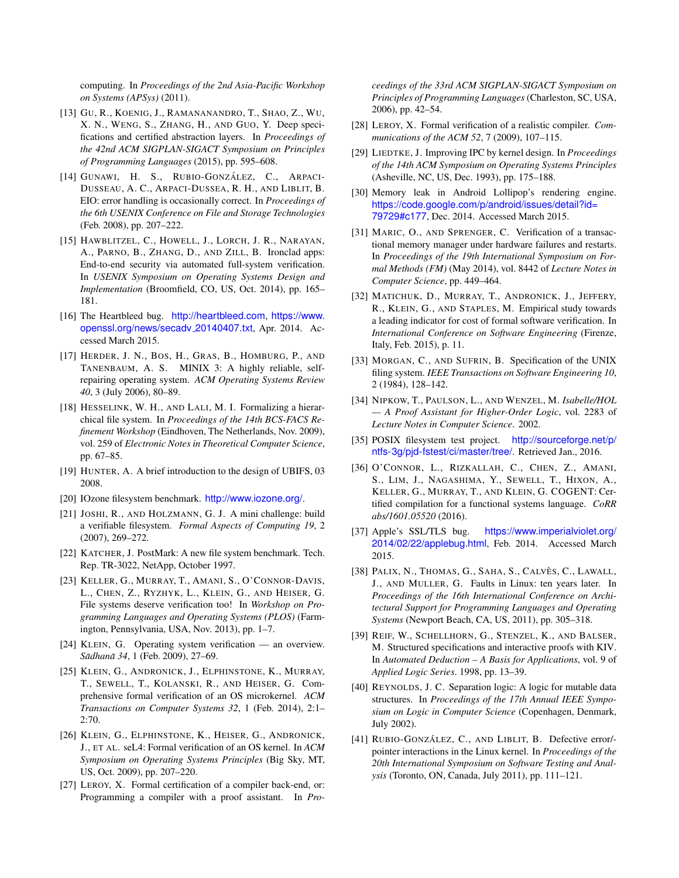computing. In *Proceedings of the 2nd Asia-Pacific Workshop on Systems (APSys)* (2011).

[13] Gu, R., Koenig, J., Ramananandro, T., Shao, Z., Wu, X. N., Weng, S., Zhang, H., and Guo, Y. Deep specifications and certified abstraction layers. In *Proceedings of the 42nd ACM SIGPLAN-SIGACT Symposium on Principles of Programming Languages* (2015), pp. 595–608.

[14] Gunawi, H. S., Rubio-González, C., Arpaci-Dusseau, A. C., Arpaci-Dussea, R. H., and Liblit, B. EIO: error handling is occasionally correct. In *Proceedings of the 6th USENIX Conference on File and Storage Technologies* (Feb. 2008), pp. 207–222.

[15] Hawblitzel, C., Howell, J., Lorch, J. R., Narayan, A., Parno, B., Zhang, D., and Zill, B. Ironclad apps: End-to-end security via automated full-system verification. In *USENIX Symposium on Operating Systems Design and Implementation* (Broomfield, CO, US, Oct. 2014), pp. 165–181.

[16] The Heartbleed bug. http://heartbleed.com, https://www.openssl.org/news/secadv_20140407.txt, Apr. 2014. Accessed March 2015.

[17] Herder, J. N., Bos, H., Gras, B., Homburg, P., and Tanenbaum, A. S. MINIX 3: A highly reliable, self-repairing operating system. *ACM Operating Systems Review 40*, 3 (July 2006), 80–89.

[18] Hesselink, W. H., and Lali, M. I. Formalizing a hierarchical file system. In *Proceedings of the 14th BCS-FACS Refinement Workshop* (Eindhoven, The Netherlands, Nov. 2009), vol. 259 of *Electronic Notes in Theoretical Computer Science*, pp. 67–85.

[19] Hunter, A. A brief introduction to the design of UBIFS, 03 2008.

[20] IOzone filesystem benchmark. http://www.iozone.org/.

[21] Joshi, R., and Holzmann, G. J. A mini challenge: build a verifiable filesystem. *Formal Aspects of Computing 19*, 2 (2007), 269–272.

[22] Katcher, J. PostMark: A new file system benchmark. Tech. Rep. TR-3022, NetApp, October 1997.

[23] Keller, G., Murray, T., Amani, S., O'Connor-Davis, L., Chen, Z., Ryzhyk, L., Klein, G., and Heiser, G. File systems deserve verification too! In *Workshop on Programming Languages and Operating Systems (PLOS)* (Farmington, Pennsylvania, USA, Nov. 2013), pp. 1–7.

[24] Klein, G. Operating system verification — an overview. *Sādhanā 34*, 1 (Feb. 2009), 27–69.

[25] Klein, G., Andronick, J., Elphinstone, K., Murray, T., Sewell, T., Kolanski, R., and Heiser, G. Comprehensive formal verification of an OS microkernel. *ACM Transactions on Computer Systems 32*, 1 (Feb. 2014), 2:1–2:70.

[26] Klein, G., Elphinstone, K., Heiser, G., Andronick, J., et al. seL4: Formal verification of an OS kernel. In *ACM Symposium on Operating Systems Principles* (Big Sky, MT, US, Oct. 2009), pp. 207–220.

[27] Leroy, X. Formal certification of a compiler back-end, or: Programming a compiler with a proof assistant. In *Proceedings of the 33rd ACM SIGPLAN-SIGACT Symposium on Principles of Programming Languages* (Charleston, SC, USA, 2006), pp. 42–54.

[28] Leroy, X. Formal verification of a realistic compiler. *Communications of the ACM 52*, 7 (2009), 107–115.

[29] Liedtke, J. Improving IPC by kernel design. In *Proceedings of the 14th ACM Symposium on Operating Systems Principles* (Asheville, NC, US, Dec. 1993), pp. 175–188.

[30] Memory leak in Android Lollipop's rendering engine. https://code.google.com/p/android/issues/detail?id=79729#c177, Dec. 2014. Accessed March 2015.

[31] Maric, O., and Sprenger, C. Verification of a transactional memory manager under hardware failures and restarts. In *Proceedings of the 19th International Symposium on Formal Methods (FM)* (May 2014), vol. 8442 of *Lecture Notes in Computer Science*, pp. 449–464.

[32] Matichuk, D., Murray, T., Andronick, J., Jeffery, R., Klein, G., and Staples, M. Empirical study towards a leading indicator for cost of formal software verification. In *International Conference on Software Engineering* (Firenze, Italy, Feb. 2015), p. 11.

[33] Morgan, C., and Sufrin, B. Specification of the UNIX filing system. *IEEE Transactions on Software Engineering 10*, 2 (1984), 128–142.

[34] Nipkow, T., Paulson, L., and Wenzel, M. *Isabelle/HOL — A Proof Assistant for Higher-Order Logic*, vol. 2283 of *Lecture Notes in Computer Science*. 2002.

[35] POSIX filesystem test project. http://sourceforge.net/p/ntfs-3g/pjd-fstest/ci/master/tree/. Retrieved Jan., 2016.

[36] O'Connor, L., Rizkallah, C., Chen, Z., Amani, S., Lim, J., Nagashima, Y., Sewell, T., Hixon, A., Keller, G., Murray, T., and Klein, G. COGENT: Certified compilation for a functional systems language. *CoRR abs/1601.05520* (2016).

[37] Apple's SSL/TLS bug. https://www.imperialviolet.org/2014/02/22/applebug.html, Feb. 2014. Accessed March 2015.

[38] Palix, N., Thomas, G., Saha, S., Calvès, C., Lawall, J., and Muller, G. Faults in Linux: ten years later. In *Proceedings of the 16th International Conference on Architectural Support for Programming Languages and Operating Systems* (Newport Beach, CA, US, 2011), pp. 305–318.

[39] Reif, W., Schellhorn, G., Stenzel, K., and Balser, M. Structured specifications and interactive proofs with KIV. In *Automated Deduction – A Basis for Applications*, vol. 9 of *Applied Logic Series*. 1998, pp. 13–39.

[40] Reynolds, J. C. Separation logic: A logic for mutable data structures. In *Proceedings of the 17th Annual IEEE Symposium on Logic in Computer Science* (Copenhagen, Denmark, July 2002).

[41] Rubio-González, C., and Liblit, B. Defective error/-pointer interactions in the Linux kernel. In *Proceedings of the 20th International Symposium on Software Testing and Analysis* (Toronto, ON, Canada, July 2011), pp. 111–121.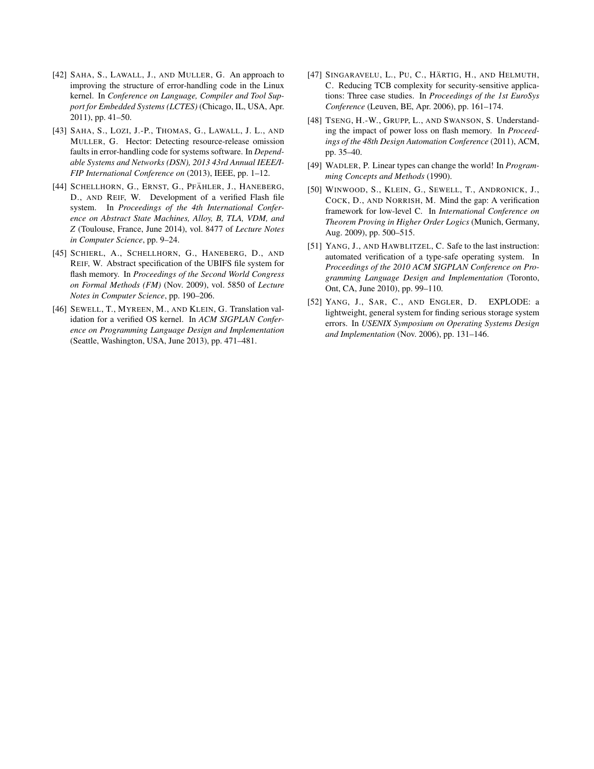[42] Saha, S., Lawall, J., and Muller, G. An approach to improving the structure of error-handling code in the Linux kernel. In *Conference on Language, Compiler and Tool Support for Embedded Systems (LCTES)* (Chicago, IL, USA, Apr. 2011), pp. 41–50.

[43] Saha, S., Lozi, J.-P., Thomas, G., Lawall, J. L., and Muller, G. Hector: Detecting resource-release omission faults in error-handling code for systems software. In *Dependable Systems and Networks (DSN), 2013 43rd Annual IEEE/IFIP International Conference on* (2013), IEEE, pp. 1–12.

[44] Schellhorn, G., Ernst, G., Pfähler, J., Haneberg, D., and Reif, W. Development of a verified Flash file system. In *Proceedings of the 4th International Conference on Abstract State Machines, Alloy, B, TLA, VDM, and Z* (Toulouse, France, June 2014), vol. 8477 of *Lecture Notes in Computer Science*, pp. 9–24.

[45] Schierl, A., Schellhorn, G., Haneberg, D., and Reif, W. Abstract specification of the UBIFS file system for flash memory. In *Proceedings of the Second World Congress on Formal Methods (FM)* (Nov. 2009), vol. 5850 of *Lecture Notes in Computer Science*, pp. 190–206.

[46] Sewell, T., Myreen, M., and Klein, G. Translation validation for a verified OS kernel. In *ACM SIGPLAN Conference on Programming Language Design and Implementation* (Seattle, Washington, USA, June 2013), pp. 471–481.

[47] Singaravelu, L., Pu, C., Härtig, H., and Helmuth, C. Reducing TCB complexity for security-sensitive applications: Three case studies. In *Proceedings of the 1st EuroSys Conference* (Leuven, BE, Apr. 2006), pp. 161–174.

[48] Tseng, H.-W., Grupp, L., and Swanson, S. Understanding the impact of power loss on flash memory. In *Proceedings of the 48th Design Automation Conference* (2011), ACM, pp. 35–40.

[49] Wadler, P. Linear types can change the world! In *Programming Concepts and Methods* (1990).

[50] Winwood, S., Klein, G., Sewell, T., Andronick, J., Cock, D., and Norrish, M. Mind the gap: A verification framework for low-level C. In *International Conference on Theorem Proving in Higher Order Logics* (Munich, Germany, Aug. 2009), pp. 500–515.

[51] Yang, J., and Hawblitzel, C. Safe to the last instruction: automated verification of a type-safe operating system. In *Proceedings of the 2010 ACM SIGPLAN Conference on Programming Language Design and Implementation* (Toronto, Ont, CA, June 2010), pp. 99–110.

[52] Yang, J., Sar, C., and Engler, D. EXPLODE: a lightweight, general system for finding serious storage system errors. In *USENIX Symposium on Operating Systems Design and Implementation* (Nov. 2006), pp. 131–146.